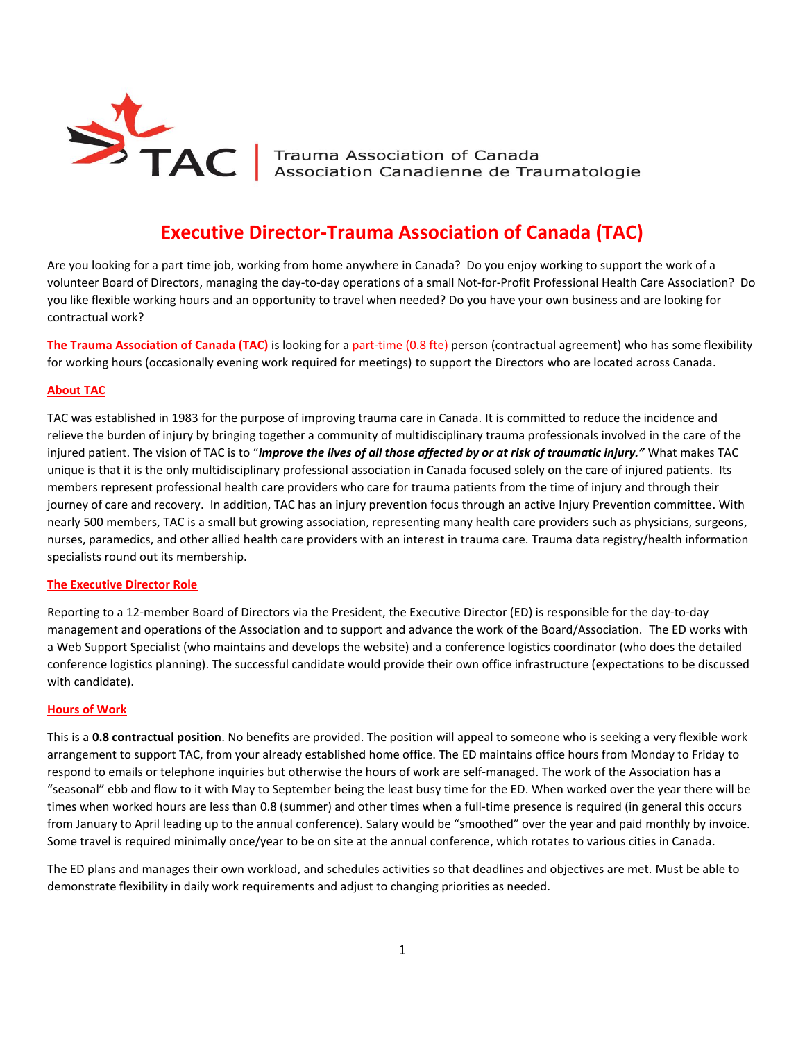TAC | Trauma Association of Canada
Association Canadienne de Traumatologie

# Executive Director-Trauma Association of Canada (TAC)

Are you looking for a part time job, working from home anywhere in Canada? Do you enjoy working to support the work of a volunteer Board of Directors, managing the day-to-day operations of a small Not-for-Profit Professional Health Care Association? Do you like flexible working hours and an opportunity to travel when needed? Do you have your own business and are looking for contractual work?

**The Trauma Association of Canada (TAC)** is looking for a part-time (0.8 fte) person (contractual agreement) who has some flexibility for working hours (occasionally evening work required for meetings) to support the Directors who are located across Canada.

## About TAC

TAC was established in 1983 for the purpose of improving trauma care in Canada. It is committed to reduce the incidence and relieve the burden of injury by bringing together a community of multidisciplinary trauma professionals involved in the care of the injured patient. The vision of TAC is to "***improve the lives of all those affected by or at risk of traumatic injury.***" What makes TAC unique is that it is the only multidisciplinary professional association in Canada focused solely on the care of injured patients. Its members represent professional health care providers who care for trauma patients from the time of injury and through their journey of care and recovery. In addition, TAC has an injury prevention focus through an active Injury Prevention committee. With nearly 500 members, TAC is a small but growing association, representing many health care providers such as physicians, surgeons, nurses, paramedics, and other allied health care providers with an interest in trauma care. Trauma data registry/health information specialists round out its membership.

## The Executive Director Role

Reporting to a 12-member Board of Directors via the President, the Executive Director (ED) is responsible for the day-to-day management and operations of the Association and to support and advance the work of the Board/Association. The ED works with a Web Support Specialist (who maintains and develops the website) and a conference logistics coordinator (who does the detailed conference logistics planning). The successful candidate would provide their own office infrastructure (expectations to be discussed with candidate).

## Hours of Work

This is a **0.8 contractual position**. No benefits are provided. The position will appeal to someone who is seeking a very flexible work arrangement to support TAC, from your already established home office. The ED maintains office hours from Monday to Friday to respond to emails or telephone inquiries but otherwise the hours of work are self-managed. The work of the Association has a "seasonal" ebb and flow to it with May to September being the least busy time for the ED. When worked over the year there will be times when worked hours are less than 0.8 (summer) and other times when a full-time presence is required (in general this occurs from January to April leading up to the annual conference). Salary would be "smoothed" over the year and paid monthly by invoice. Some travel is required minimally once/year to be on site at the annual conference, which rotates to various cities in Canada.

The ED plans and manages their own workload, and schedules activities so that deadlines and objectives are met. Must be able to demonstrate flexibility in daily work requirements and adjust to changing priorities as needed.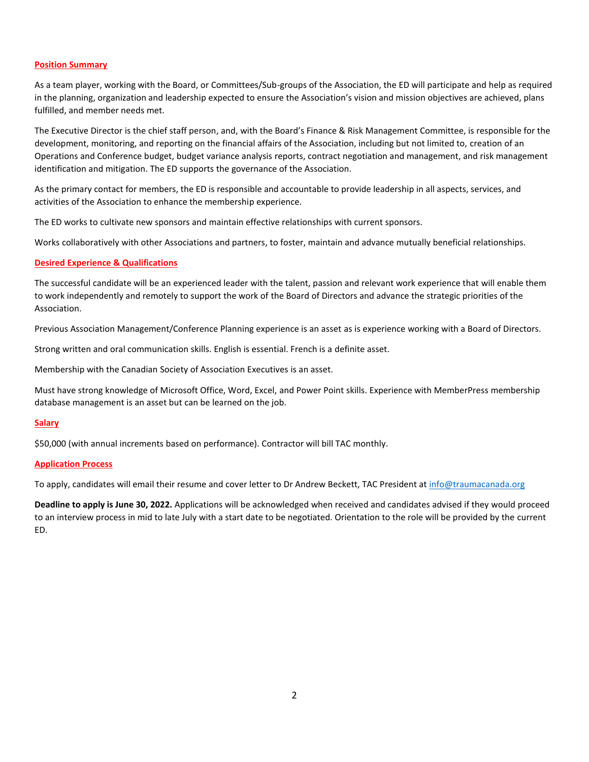## Position Summary

As a team player, working with the Board, or Committees/Sub-groups of the Association, the ED will participate and help as required in the planning, organization and leadership expected to ensure the Association's vision and mission objectives are achieved, plans fulfilled, and member needs met.

The Executive Director is the chief staff person, and, with the Board's Finance & Risk Management Committee, is responsible for the development, monitoring, and reporting on the financial affairs of the Association, including but not limited to, creation of an Operations and Conference budget, budget variance analysis reports, contract negotiation and management, and risk management identification and mitigation. The ED supports the governance of the Association.

As the primary contact for members, the ED is responsible and accountable to provide leadership in all aspects, services, and activities of the Association to enhance the membership experience.

The ED works to cultivate new sponsors and maintain effective relationships with current sponsors.

Works collaboratively with other Associations and partners, to foster, maintain and advance mutually beneficial relationships.

## Desired Experience & Qualifications

The successful candidate will be an experienced leader with the talent, passion and relevant work experience that will enable them to work independently and remotely to support the work of the Board of Directors and advance the strategic priorities of the Association.

Previous Association Management/Conference Planning experience is an asset as is experience working with a Board of Directors.

Strong written and oral communication skills. English is essential. French is a definite asset.

Membership with the Canadian Society of Association Executives is an asset.

Must have strong knowledge of Microsoft Office, Word, Excel, and Power Point skills. Experience with MemberPress membership database management is an asset but can be learned on the job.

## Salary

$50,000 (with annual increments based on performance). Contractor will bill TAC monthly.

## Application Process

To apply, candidates will email their resume and cover letter to Dr Andrew Beckett, TAC President at info@traumacanada.org

**Deadline to apply is June 30, 2022.** Applications will be acknowledged when received and candidates advised if they would proceed to an interview process in mid to late July with a start date to be negotiated. Orientation to the role will be provided by the current ED.